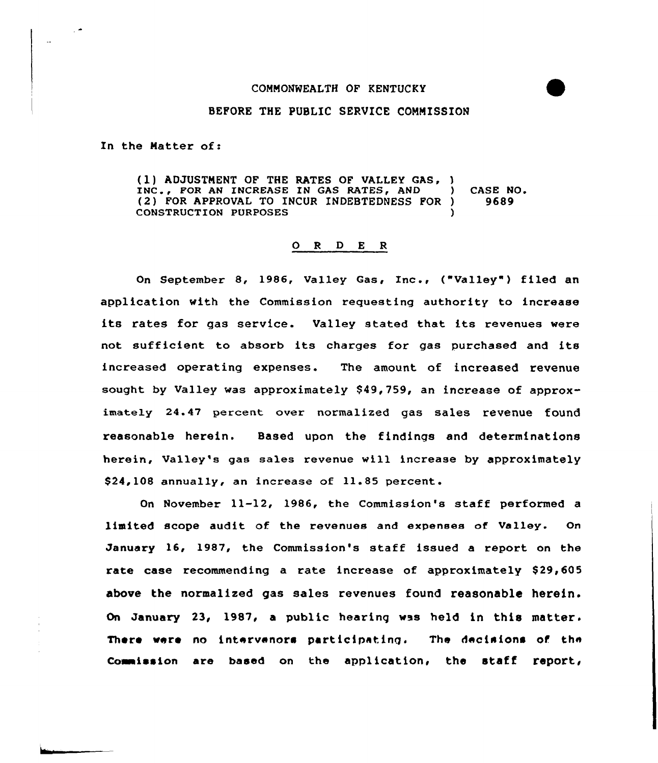COMMONWEALTH OF KENTUCKY

BEFORE THE PUBLIC SERVICE COMMISSION

In the Matter of:

| | | |
|---|---|---|
| (1) ADJUSTMENT OF THE RATES OF VALLEY GAS, INC., FOR AN INCREASE IN GAS RATES, AND (2) FOR APPROVAL TO INCUR INDEBTEDNESS FOR CONSTRUCTION PURPOSES | ) | CASE NO. 9689 |

O R D E R

On September 8, 1986, Valley Gas, Inc., ("Valley") filed an application with the Commission requesting authority to increase its rates for gas service. Valley stated that its revenues were not sufficient to absorb its charges for gas purchased and its increased operating expenses. The amount of increased revenue sought by Valley was approximately $49,759, an increase of approximately 24.47 percent over normalized gas sales revenue found reasonable herein. Based upon the findings and determinations herein, Valley's gas sales revenue will increase by approximately $24,108 annually, an increase of 11.85 percent.

On November 11-12, 1986, the Commission's staff performed a limited scope audit of the revenues and expenses of Valley. On January 16, 1987, the Commission's staff issued a report on the rate case recommending a rate increase of approximately $29,605 above the normalized gas sales revenues found reasonable herein. On January 23, 1987, a public hearing was held in this matter. There were no intervenors participating. The decisions of the Commission are based on the application, the staff report,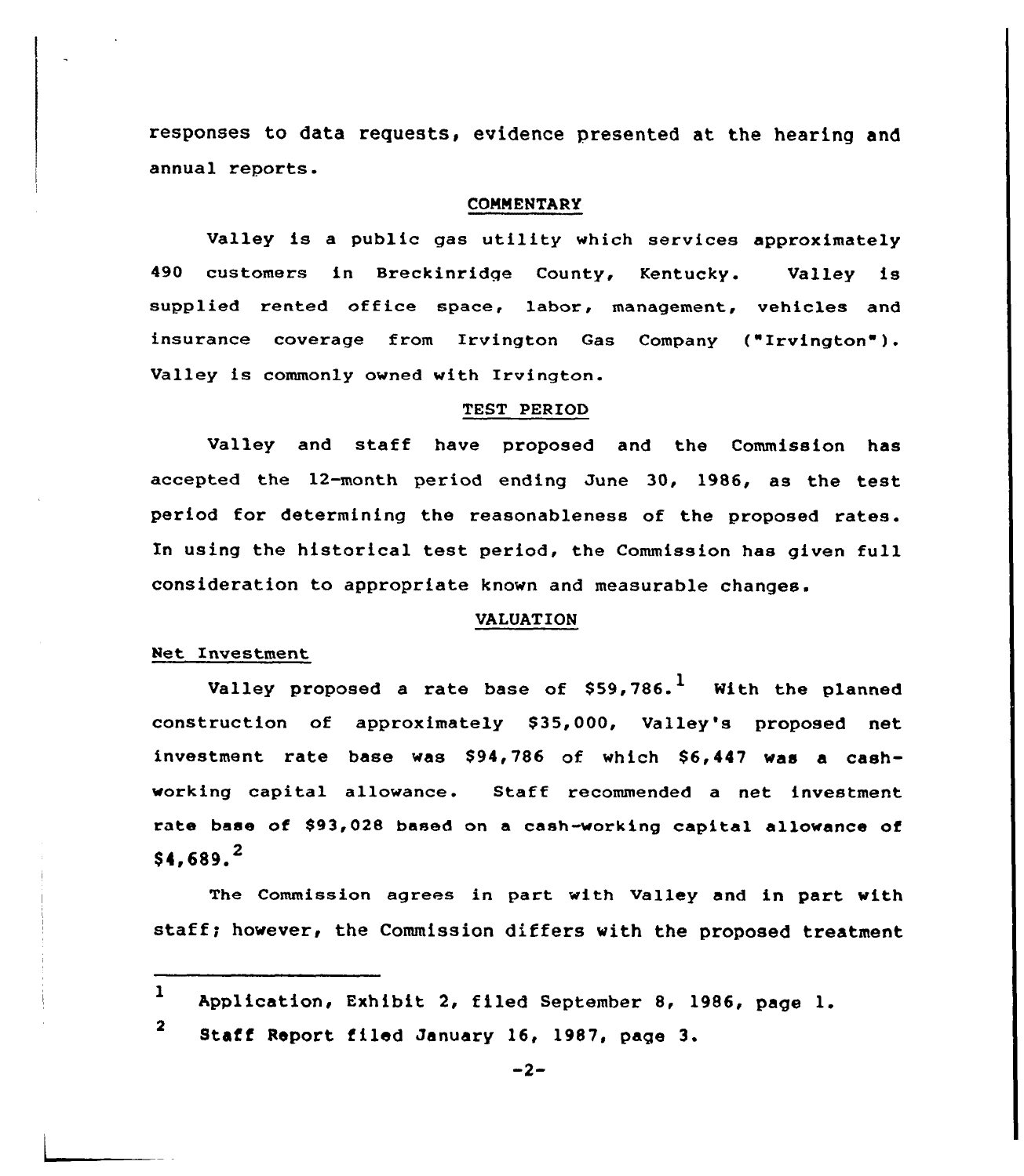responses to data requests, evidence presented at the hearing and annual reports.

## COMMENTARY

Valley is a public gas utility which services approximately 490 customers in Breckinridge County, Kentucky. Valley is supplied rented office space, labor, management, vehicles and insurance coverage from Irvington Gas Company ("Irvington"). Valley is commonly owned with Irvington.

## TEST PERIOD

Valley and staff have proposed and the Commission has accepted the 12-month period ending June 30, 1986, as the test period for determining the reasonableness of the proposed rates. In using the historical test period, the Commission has given full consideration to appropriate known and measurable changes.

## VALUATION

### Net Investment

Valley proposed a rate base of $59,786.[1] With the planned construction of approximately $35,000, Valley's proposed net investment rate base was $94,786 of which $6,447 was a cash-working capital allowance. Staff recommended a net investment rate base of $93,028 based on a cash-working capital allowance of $4,689.[2]

The Commission agrees in part with Valley and in part with staff; however, the Commission differs with the proposed treatment

---

[1] Application, Exhibit 2, filed September 8, 1986, page 1.

[2] Staff Report filed January 16, 1987, page 3.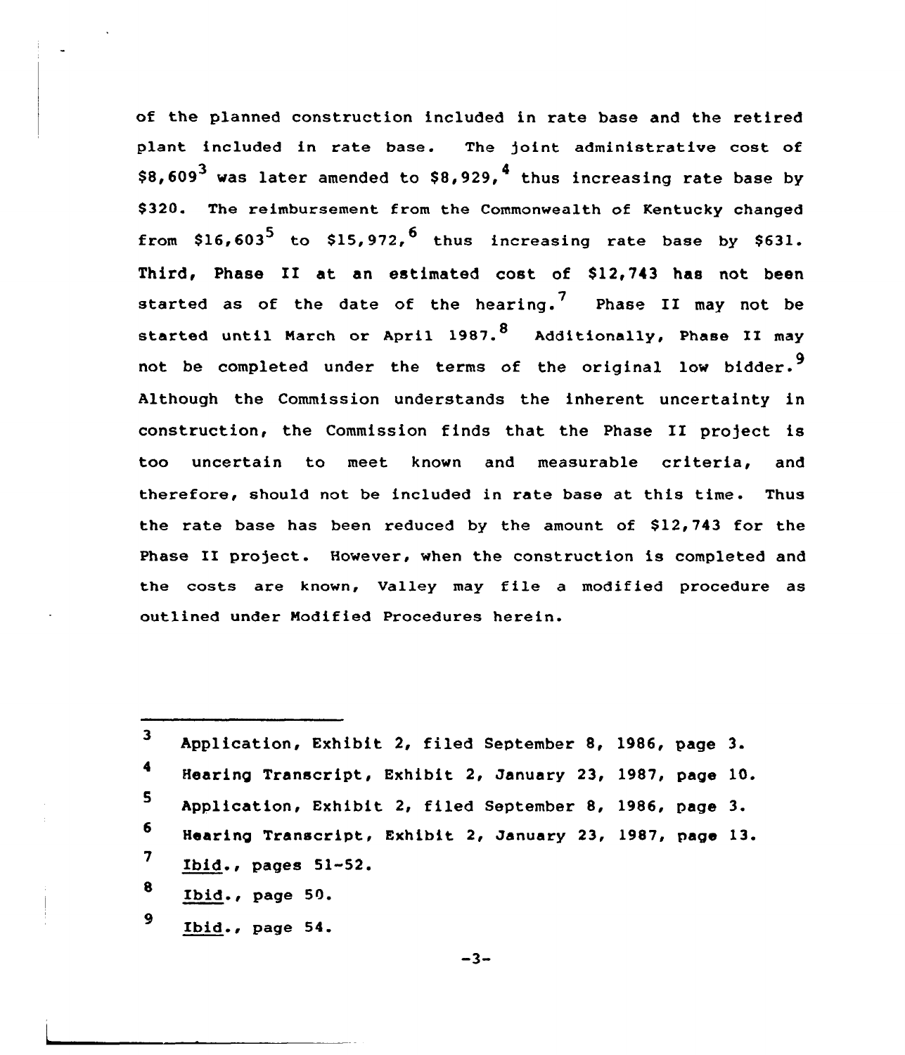of the planned construction included in rate base and the retired plant included in rate base. The joint administrative cost of $8,609[3] was later amended to $8,929,[4] thus increasing rate base by $320. The reimbursement from the Commonwealth of Kentucky changed from $16,603[5] to $15,972,[6] thus increasing rate base by $631. Third, Phase II at an estimated cost of $12,743 has not been started as of the date of the hearing.[7] Phase II may not be started until March or April 1987.[8] Additionally, Phase II may not be completed under the terms of the original low bidder.[9] Although the Commission understands the inherent uncertainty in construction, the Commission finds that the Phase II project is too uncertain to meet known and measurable criteria, and therefore, should not be included in rate base at this time. Thus the rate base has been reduced by the amount of $12,743 for the Phase II project. However, when the construction is completed and the costs are known, Valley may file a modified procedure as outlined under Modified Procedures herein.

---

[3] Application, Exhibit 2, filed September 8, 1986, page 3.

[4] Hearing Transcript, Exhibit 2, January 23, 1987, page 10.

[5] Application, Exhibit 2, filed September 8, 1986, page 3.

[6] Hearing Transcript, Exhibit 2, January 23, 1987, page 13.

[7] Ibid., pages 51-52.

[8] Ibid., page 50.

[9] Ibid., page 54.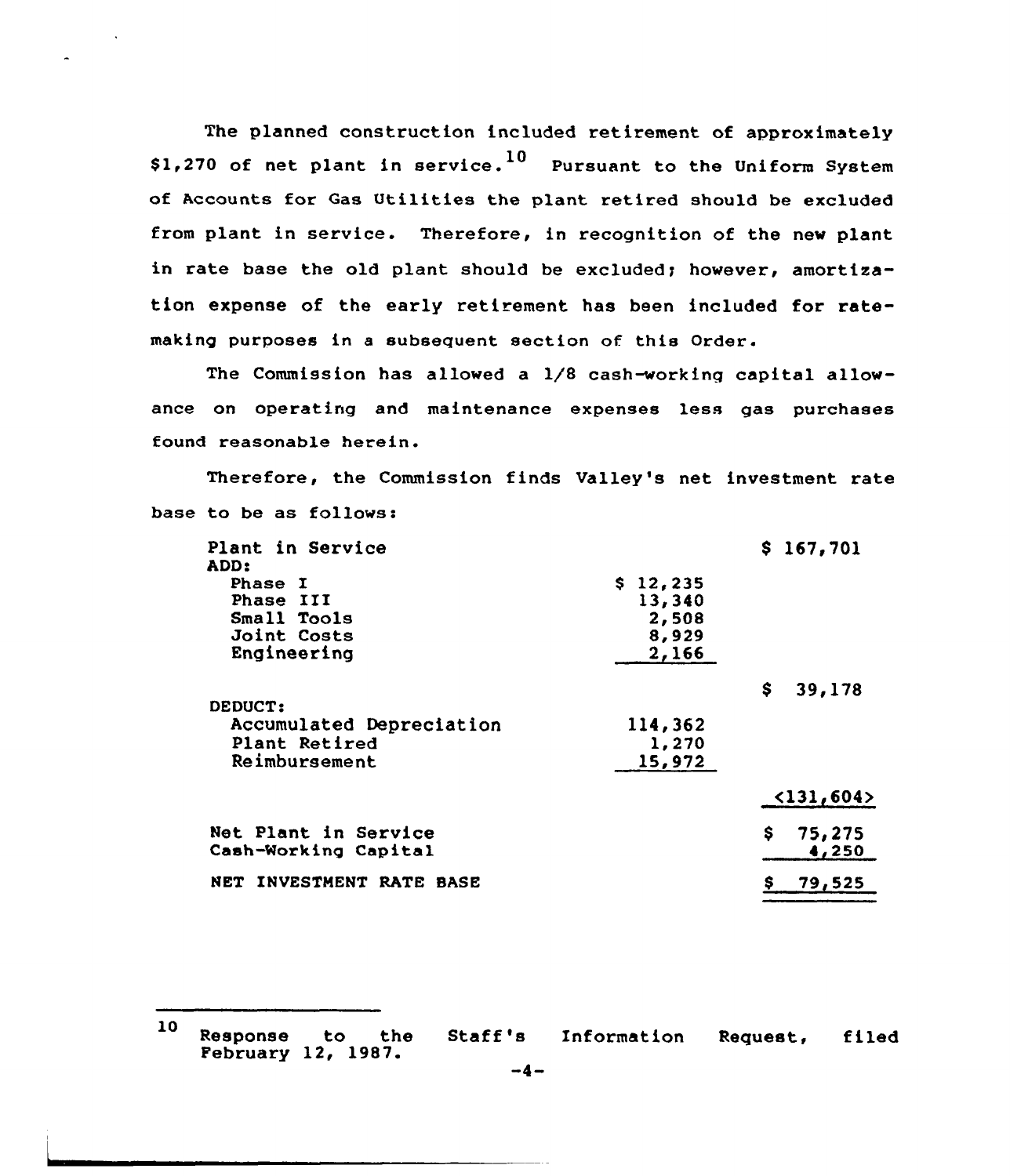The planned construction included retirement of approximately $1,270 of net plant in service.[10] Pursuant to the Uniform System of Accounts for Gas Utilities the plant retired should be excluded from plant in service. Therefore, in recognition of the new plant in rate base the old plant should be excluded; however, amortization expense of the early retirement has been included for ratemaking purposes in a subsequent section of this Order.

The Commission has allowed a 1/8 cash-working capital allowance on operating and maintenance expenses less gas purchases found reasonable herein.

Therefore, the Commission finds Valley's net investment rate base to be as follows:

| | | |
|---|---|---|
| Plant in Service | | $ 167,701 |
| ADD: | | |
| Phase I | $ 12,235 | |
| Phase III | 13,340 | |
| Small Tools | 2,508 | |
| Joint Costs | 8,929 | |
| Engineering | 2,166 | |
| | | $ 39,178 |
| DEDUCT: | | |
| Accumulated Depreciation | 114,362 | |
| Plant Retired | 1,270 | |
| Reimbursement | 15,972 | |
| | | <131,604> |
| Net Plant in Service | | $ 75,275 |
| Cash-Working Capital | | 4,250 |
| NET INVESTMENT RATE BASE | | $ 79,525 |

[10] Response to the Staff's Information Request, filed February 12, 1987.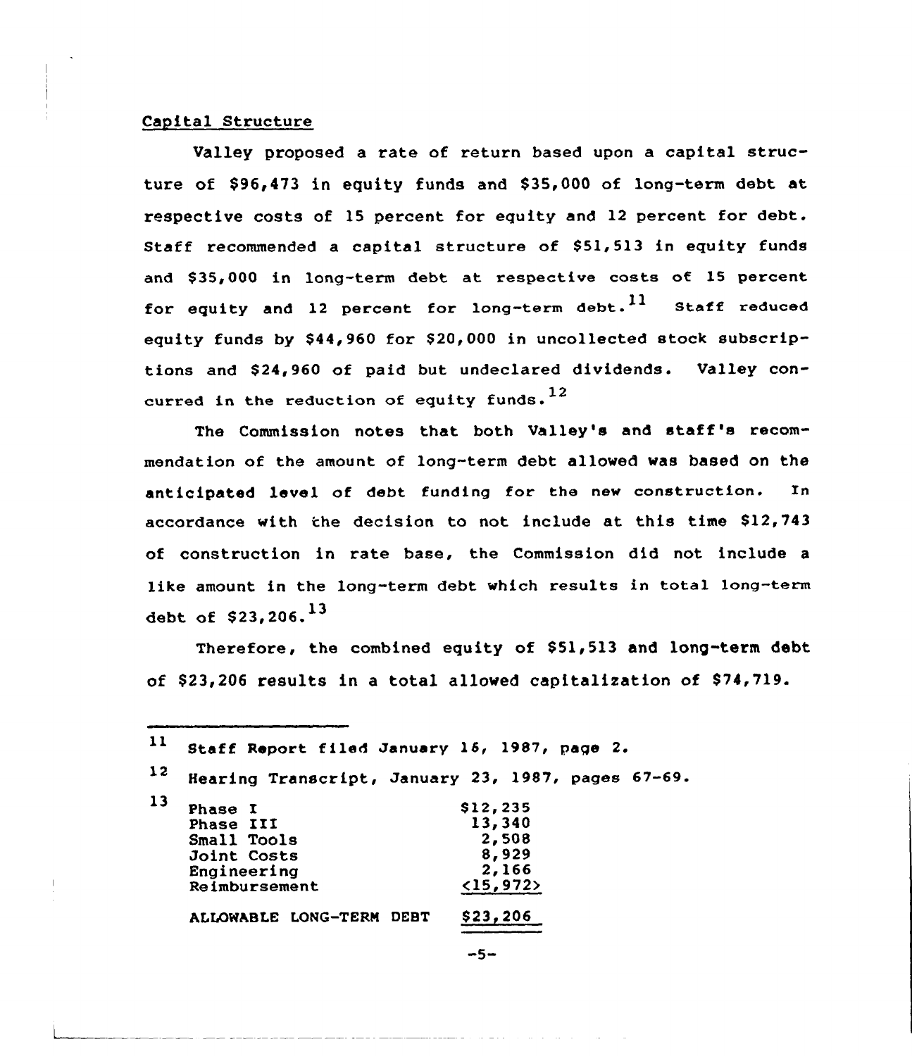## Capital Structure

Valley proposed a rate of return based upon a capital structure of $96,473 in equity funds and $35,000 of long-term debt at respective costs of 15 percent for equity and 12 percent for debt. Staff recommended a capital structure of $51,513 in equity funds and $35,000 in long-term debt at respective costs of 15 percent for equity and 12 percent for long-term debt.[11] Staff reduced equity funds by $44,960 for $20,000 in uncollected stock subscriptions and $24,960 of paid but undeclared dividends. Valley concurred in the reduction of equity funds.[12]

The Commission notes that both Valley's and staff's recommendation of the amount of long-term debt allowed was based on the anticipated level of debt funding for the new construction. In accordance with the decision to not include at this time $12,743 of construction in rate base, the Commission did not include a like amount in the long-term debt which results in total long-term debt of $23,206.[13]

Therefore, the combined equity of $51,513 and long-term debt of $23,206 results in a total allowed capitalization of $74,719.

---

[11] Staff Report filed January 16, 1987, page 2.

[12] Hearing Transcript, January 23, 1987, pages 67-69.

[13]

| | |
|---|---|
| Phase I | $12,235 |
| Phase III | 13,340 |
| Small Tools | 2,508 |
| Joint Costs | 8,929 |
| Engineering | 2,166 |
| Reimbursement | <15,972> |
| ALLOWABLE LONG-TERM DEBT | $23,206 |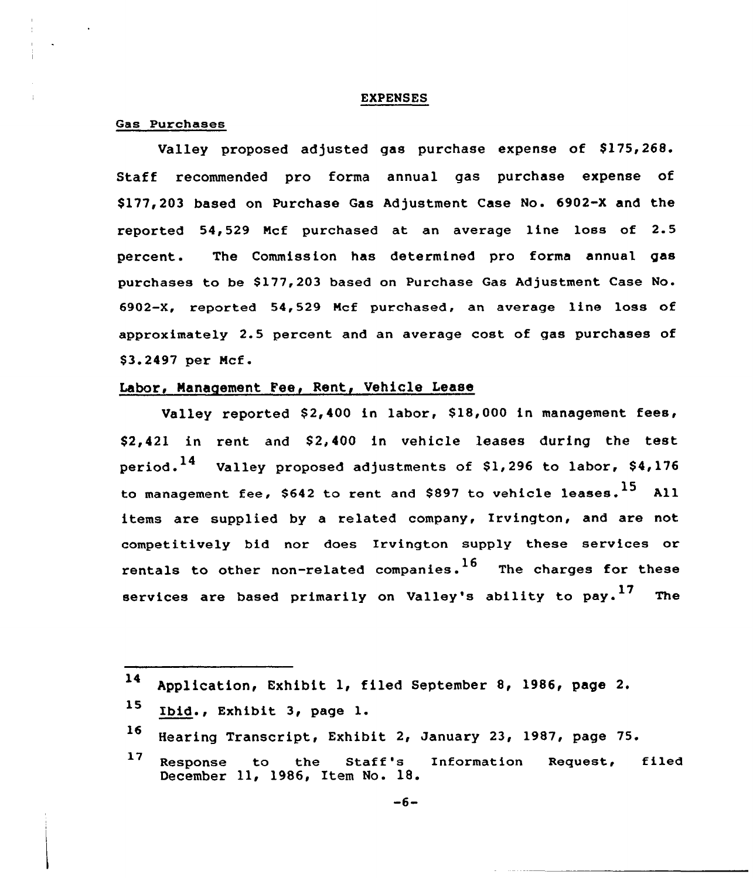## EXPENSES

### Gas Purchases

Valley proposed adjusted gas purchase expense of $175,268. Staff recommended pro forma annual gas purchase expense of $177,203 based on Purchase Gas Adjustment Case No. 6902-X and the reported 54,529 Mcf purchased at an average line loss of 2.5 percent. The Commission has determined pro forma annual gas purchases to be $177,203 based on Purchase Gas Adjustment Case No. 6902-X, reported 54,529 Mcf purchased, an average line loss of approximately 2.5 percent and an average cost of gas purchases of $3.2497 per Mcf.

### Labor, Management Fee, Rent, Vehicle Lease

Valley reported $2,400 in labor, $18,000 in management fees, $2,421 in rent and $2,400 in vehicle leases during the test period.[14] Valley proposed adjustments of $1,296 to labor, $4,176 to management fee, $642 to rent and $897 to vehicle leases.[15] All items are supplied by a related company, Irvington, and are not competitively bid nor does Irvington supply these services or rentals to other non-related companies.[16] The charges for these services are based primarily on Valley's ability to pay.[17] The

---

[14] Application, Exhibit 1, filed September 8, 1986, page 2.

[15] Ibid., Exhibit 3, page 1.

[16] Hearing Transcript, Exhibit 2, January 23, 1987, page 75.

[17] Response to the Staff's Information Request, filed December 11, 1986, Item No. 18.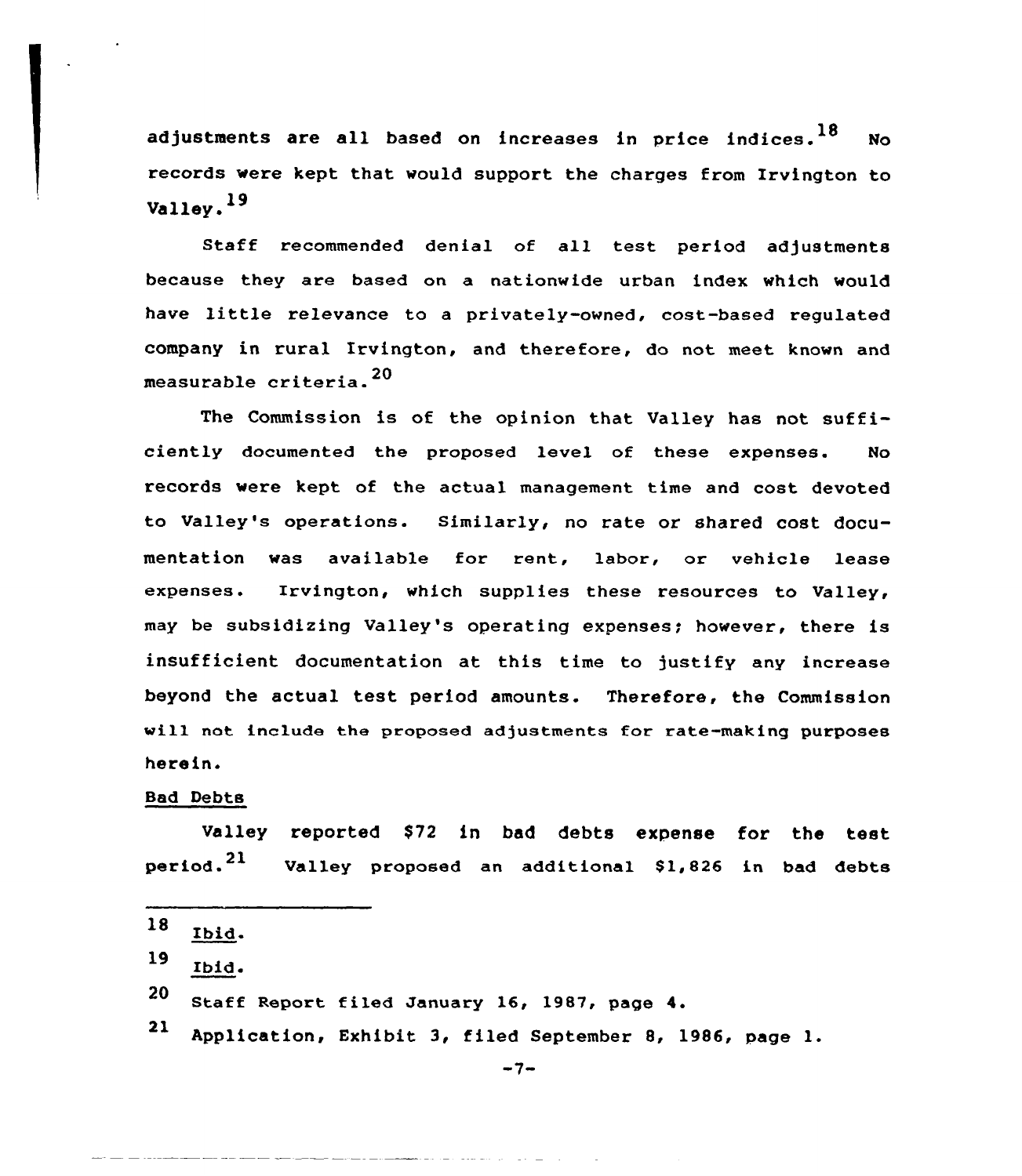adjustments are all based on increases in price indices.[18] No records were kept that would support the charges from Irvington to Valley.[19]

Staff recommended denial of all test period adjustments because they are based on a nationwide urban index which would have little relevance to a privately-owned, cost-based regulated company in rural Irvington, and therefore, do not meet known and measurable criteria.[20]

The Commission is of the opinion that Valley has not sufficiently documented the proposed level of these expenses. No records were kept of the actual management time and cost devoted to Valley's operations. Similarly, no rate or shared cost documentation was available for rent, labor, or vehicle lease expenses. Irvington, which supplies these resources to Valley, may be subsidizing Valley's operating expenses; however, there is insufficient documentation at this time to justify any increase beyond the actual test period amounts. Therefore, the Commission will not include the proposed adjustments for rate-making purposes herein.

Bad Debts

Valley reported $72 in bad debts expense for the test period.[21] Valley proposed an additional $1,826 in bad debts

---

[18] Ibid.

[19] Ibid.

[20] Staff Report filed January 16, 1987, page 4.

[21] Application, Exhibit 3, filed September 8, 1986, page 1.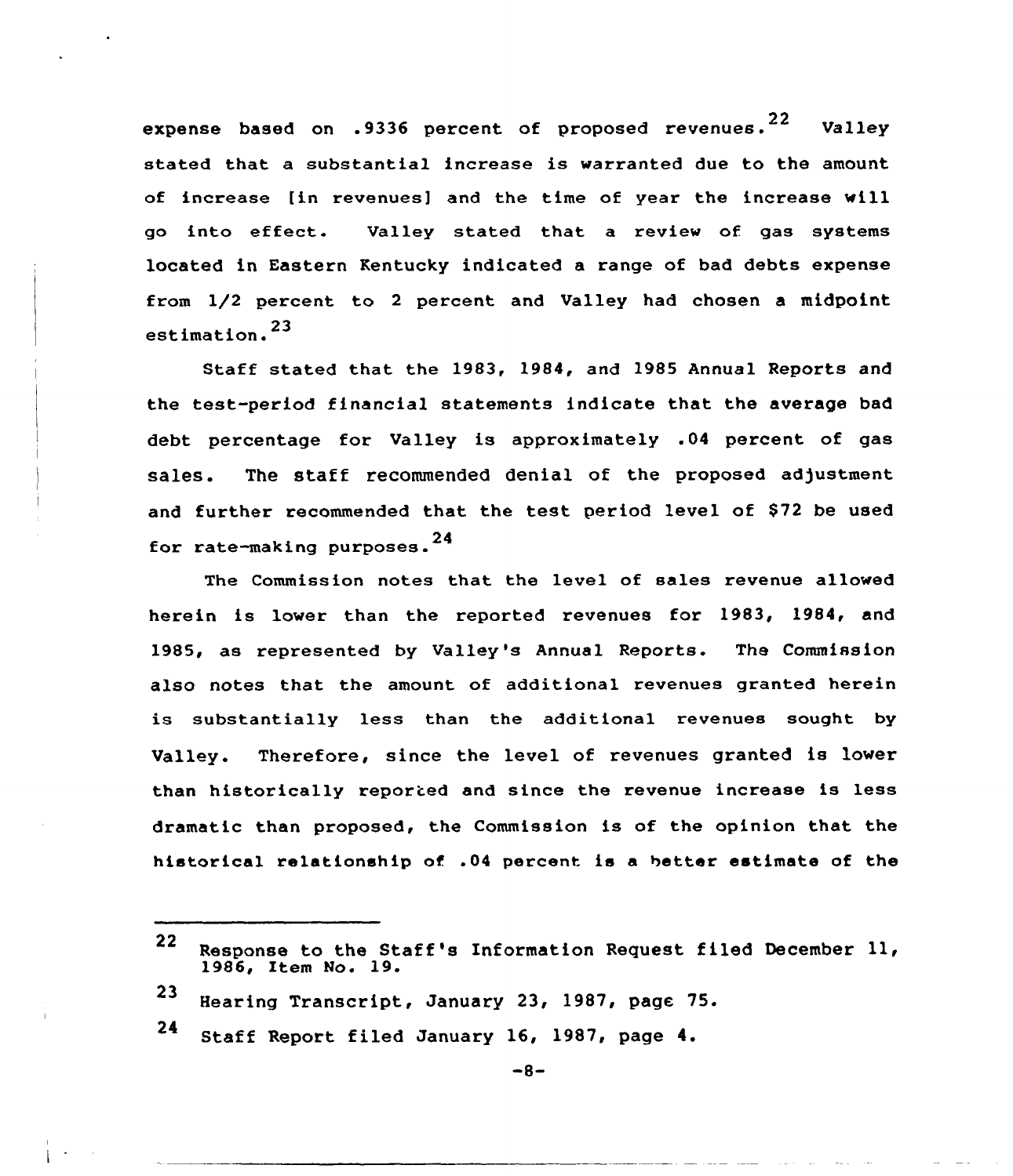expense based on .9336 percent of proposed revenues.[22] Valley stated that a substantial increase is warranted due to the amount of increase [in revenues] and the time of year the increase will go into effect. Valley stated that a review of gas systems located in Eastern Kentucky indicated a range of bad debts expense from 1/2 percent to 2 percent and Valley had chosen a midpoint estimation.[23]

Staff stated that the 1983, 1984, and 1985 Annual Reports and the test-period financial statements indicate that the average bad debt percentage for Valley is approximately .04 percent of gas sales. The staff recommended denial of the proposed adjustment and further recommended that the test period level of $72 be used for rate-making purposes.[24]

The Commission notes that the level of sales revenue allowed herein is lower than the reported revenues for 1983, 1984, and 1985, as represented by Valley's Annual Reports. The Commission also notes that the amount of additional revenues granted herein is substantially less than the additional revenues sought by Valley. Therefore, since the level of revenues granted is lower than historically reported and since the revenue increase is less dramatic than proposed, the Commission is of the opinion that the historical relationship of .04 percent is a better estimate of the

---

[22] Response to the Staff's Information Request filed December 11, 1986, Item No. 19.

[23] Hearing Transcript, January 23, 1987, page 75.

[24] Staff Report filed January 16, 1987, page 4.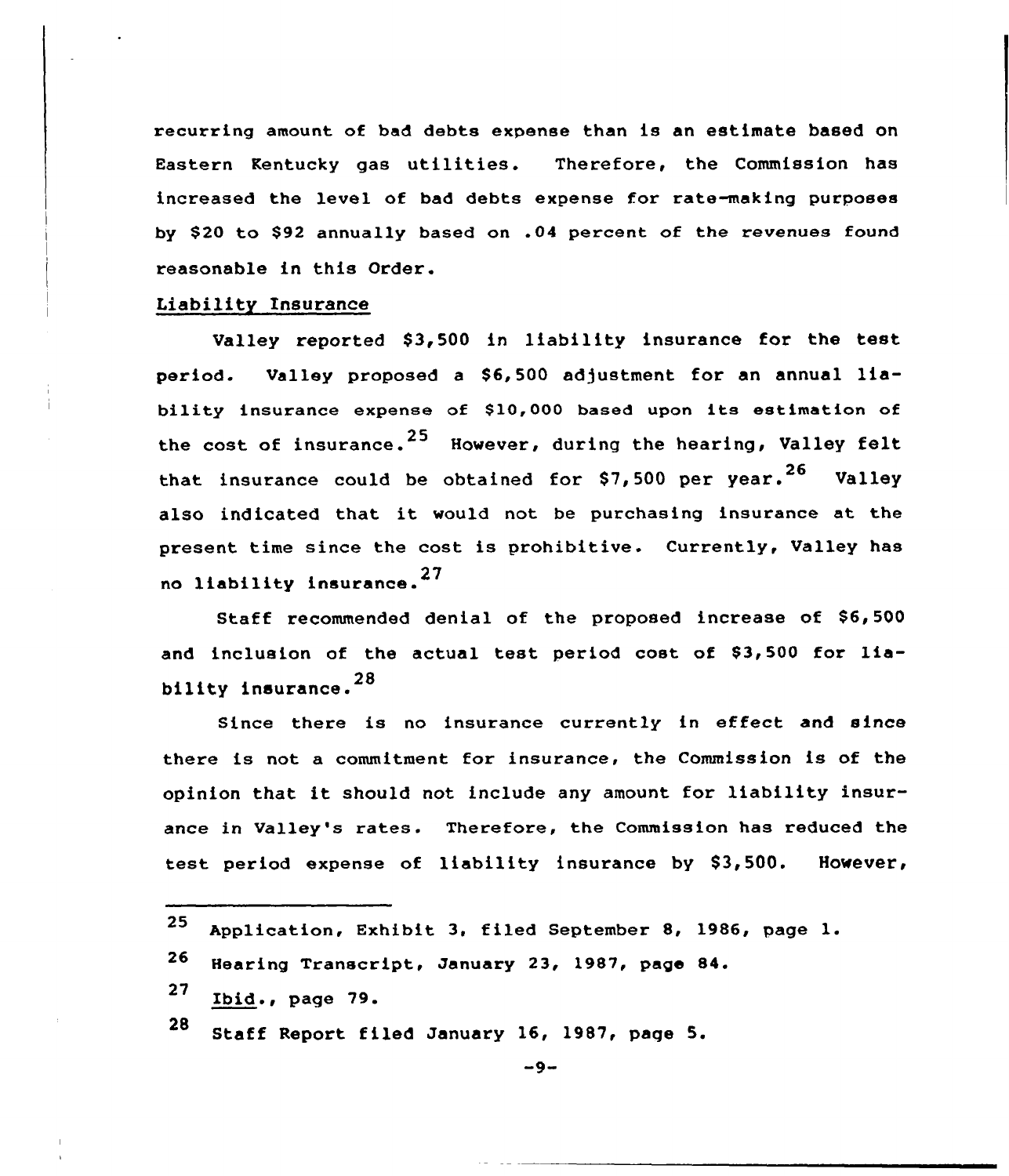recurring amount of bad debts expense than is an estimate based on Eastern Kentucky gas utilities. Therefore, the Commission has increased the level of bad debts expense for rate-making purposes by $20 to $92 annually based on .04 percent of the revenues found reasonable in this Order.

Liability Insurance

Valley reported $3,500 in liability insurance for the test period. Valley proposed a $6,500 adjustment for an annual liability insurance expense of $10,000 based upon its estimation of the cost of insurance.[25] However, during the hearing, Valley felt that insurance could be obtained for $7,500 per year.[26] Valley also indicated that it would not be purchasing insurance at the present time since the cost is prohibitive. Currently, Valley has no liability insurance.[27]

Staff recommended denial of the proposed increase of $6,500 and inclusion of the actual test period cost of $3,500 for liability insurance.[28]

Since there is no insurance currently in effect and since there is not a commitment for insurance, the Commission is of the opinion that it should not include any amount for liability insurance in Valley's rates. Therefore, the Commission has reduced the test period expense of liability insurance by $3,500. However,

---

[25] Application, Exhibit 3, filed September 8, 1986, page 1.

[26] Hearing Transcript, January 23, 1987, page 84.

[27] Ibid., page 79.

[28] Staff Report filed January 16, 1987, page 5.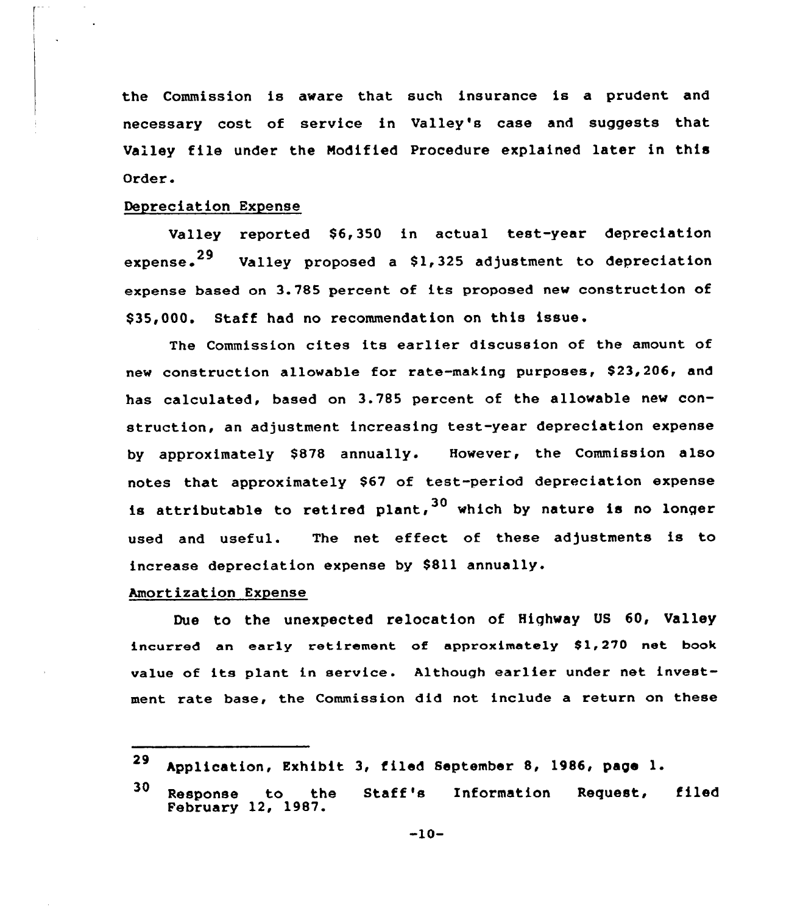the Commission is aware that such insurance is a prudent and necessary cost of service in Valley's case and suggests that Valley file under the Modified Procedure explained later in this Order.

Depreciation Expense

Valley reported $6,350 in actual test-year depreciation expense.[29] Valley proposed a $1,325 adjustment to depreciation expense based on 3.785 percent of its proposed new construction of $35,000. Staff had no recommendation on this issue.

The Commission cites its earlier discussion of the amount of new construction allowable for rate-making purposes, $23,206, and has calculated, based on 3.785 percent of the allowable new construction, an adjustment increasing test-year depreciation expense by approximately $878 annually. However, the Commission also notes that approximately $67 of test-period depreciation expense is attributable to retired plant,[30] which by nature is no longer used and useful. The net effect of these adjustments is to increase depreciation expense by $811 annually.

Amortization Expense

Due to the unexpected relocation of Highway US 60, Valley incurred an early retirement of approximately $1,270 net book value of its plant in service. Although earlier under net investment rate base, the Commission did not include a return on these

---

[29] Application, Exhibit 3, filed September 8, 1986, page 1.

[30] Response to the Staff's Information Request, filed February 12, 1987.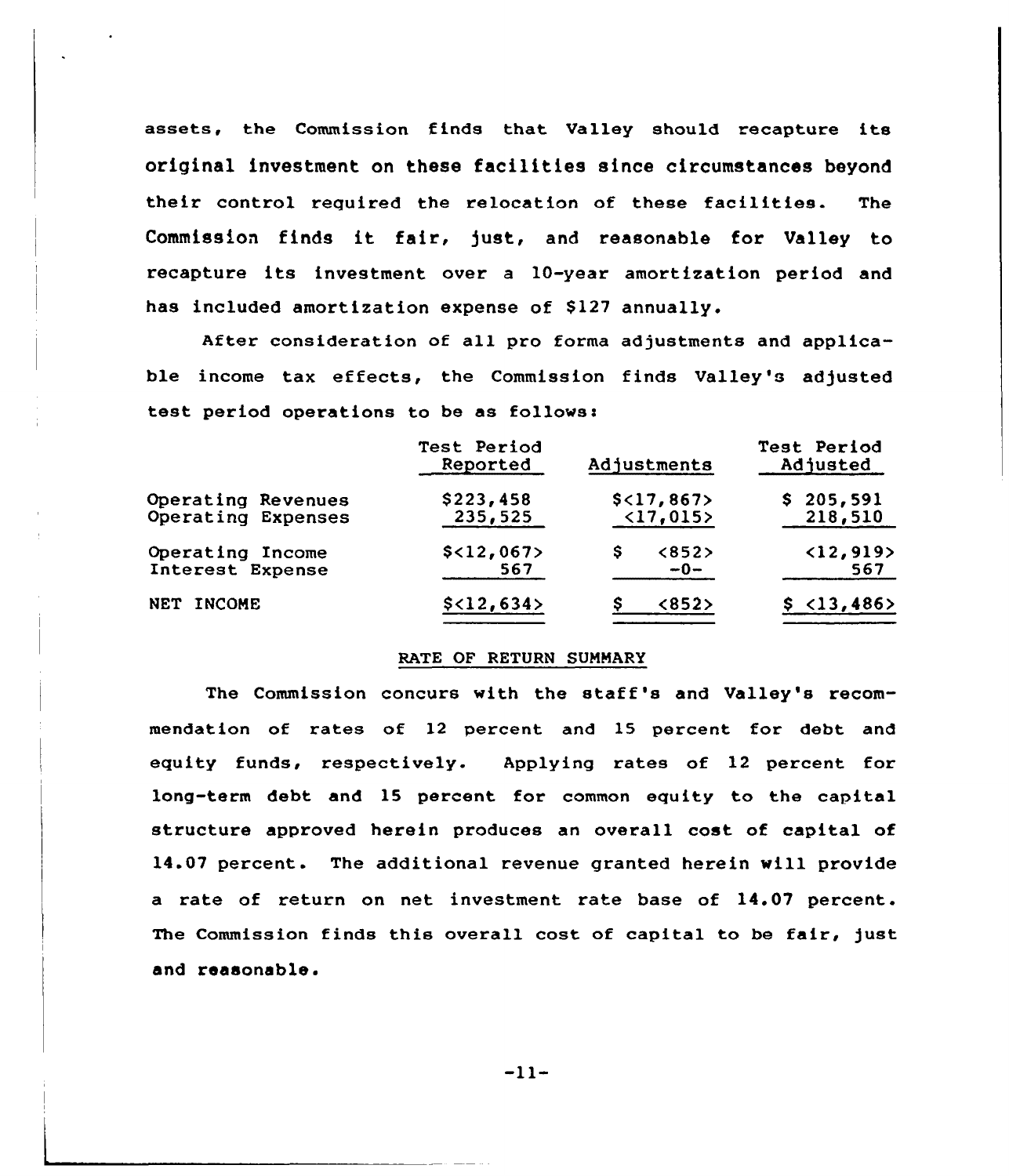assets, the Commission finds that Valley should recapture its original investment on these facilities since circumstances beyond their control required the relocation of these facilities. The Commission finds it fair, just, and reasonable for Valley to recapture its investment over a 10-year amortization period and has included amortization expense of $127 annually.

After consideration of all pro forma adjustments and applicable income tax effects, the Commission finds Valley's adjusted test period operations to be as follows:

| | Test Period Reported | Adjustments | Test Period Adjusted |
|---|---|---|---|
| Operating Revenues | $223,458 | $<17,867> | $ 205,591 |
| Operating Expenses | 235,525 | <17,015> | 218,510 |
| Operating Income | $<12,067> | $ <852> | <12,919> |
| Interest Expense | 567 | -0- | 567 |
| NET INCOME | $<12,634> | $ <852> | $ <13,486> |

## RATE OF RETURN SUMMARY

The Commission concurs with the staff's and Valley's recommendation of rates of 12 percent and 15 percent for debt and equity funds, respectively. Applying rates of 12 percent for long-term debt and 15 percent for common equity to the capital structure approved herein produces an overall cost of capital of 14.07 percent. The additional revenue granted herein will provide a rate of return on net investment rate base of 14.07 percent. The Commission finds this overall cost of capital to be fair, just and reasonable.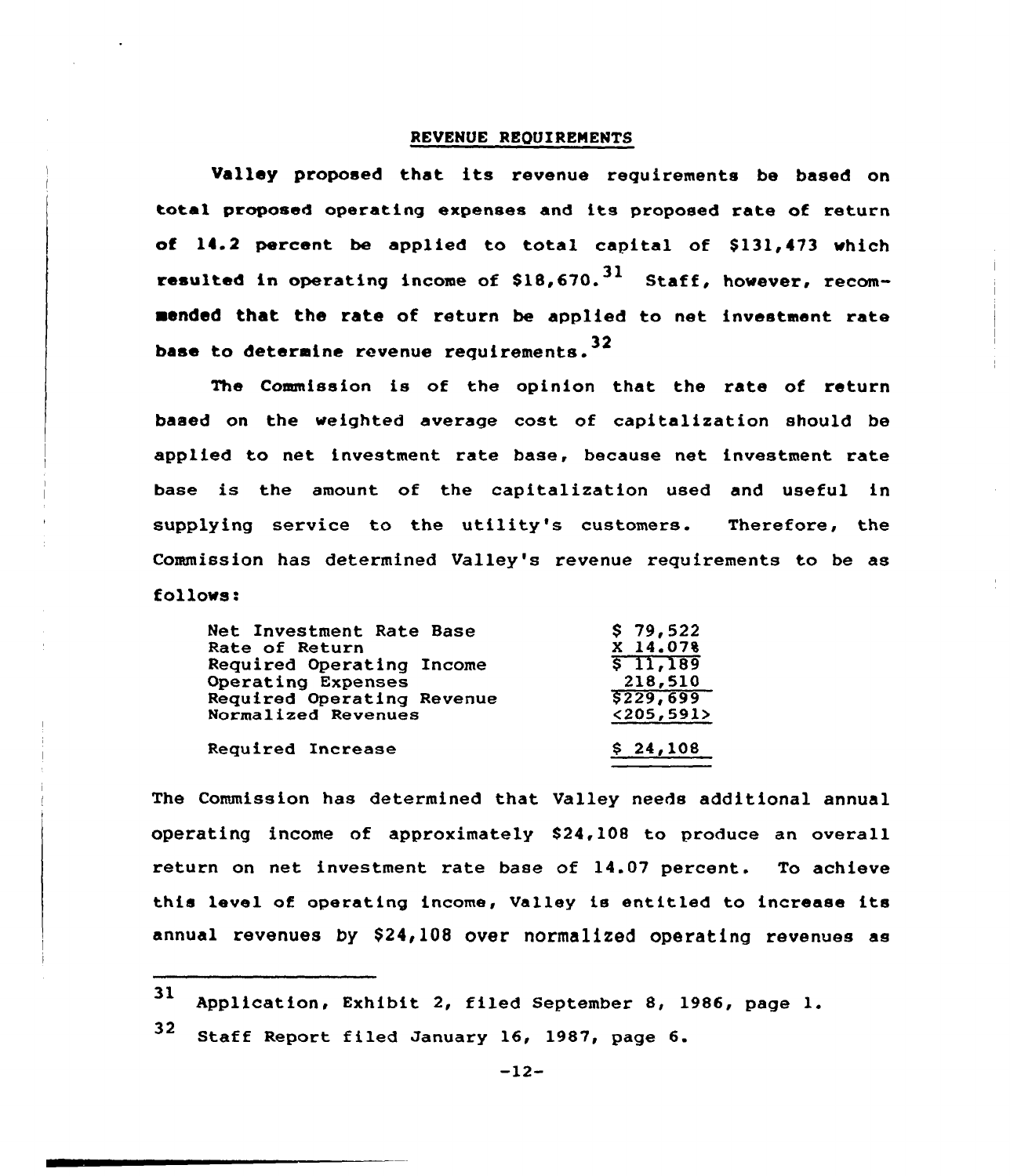## REVENUE REQUIREMENTS

Valley proposed that its revenue requirements be based on total proposed operating expenses and its proposed rate of return of 14.2 percent be applied to total capital of $131,473 which resulted in operating income of $18,670.[31] Staff, however, recommended that the rate of return be applied to net investment rate base to determine revenue requirements.[32]

The Commission is of the opinion that the rate of return based on the weighted average cost of capitalization should be applied to net investment rate base, because net investment rate base is the amount of the capitalization used and useful in supplying service to the utility's customers. Therefore, the Commission has determined Valley's revenue requirements to be as follows:

| | |
|---|---|
| Net Investment Rate Base | $ 79,522 |
| Rate of Return | X 14.07% |
| Required Operating Income | $ 11,189 |
| Operating Expenses | 218,510 |
| Required Operating Revenue | $229,699 |
| Normalized Revenues | <205,591> |
| Required Increase | $ 24,108 |

The Commission has determined that Valley needs additional annual operating income of approximately $24,108 to produce an overall return on net investment rate base of 14.07 percent. To achieve this level of operating income, Valley is entitled to increase its annual revenues by $24,108 over normalized operating revenues as

---

[31] Application, Exhibit 2, filed September 8, 1986, page 1.

[32] Staff Report filed January 16, 1987, page 6.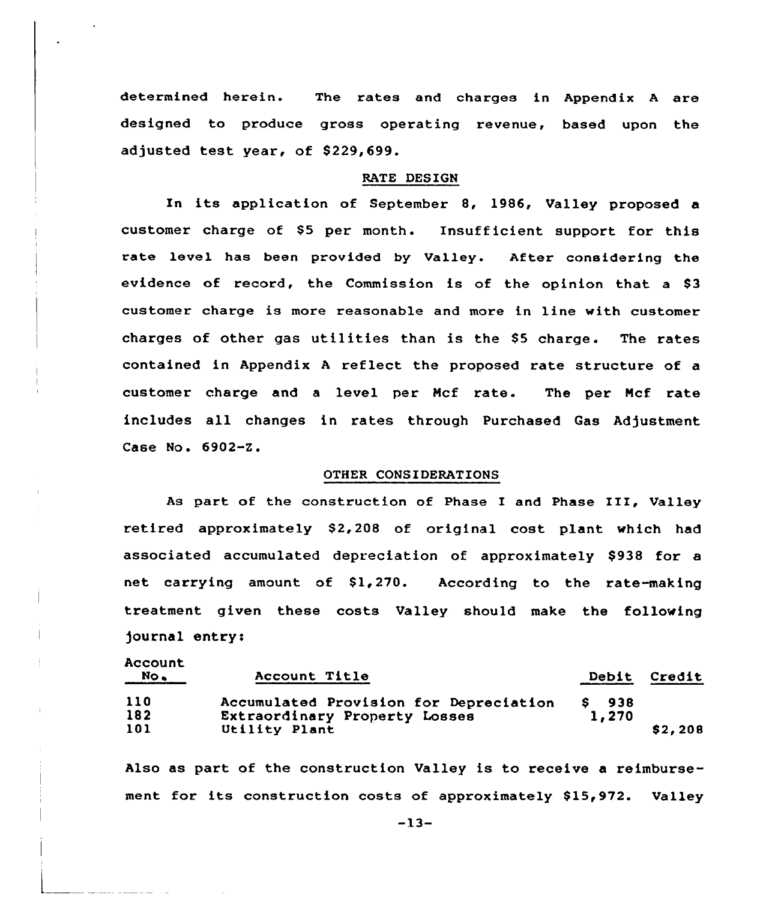determined herein. The rates and charges in Appendix A are designed to produce gross operating revenue, based upon the adjusted test year, of $229,699.

## RATE DESIGN

In its application of September 8, 1986, Valley proposed a customer charge of $5 per month. Insufficient support for this rate level has been provided by Valley. After considering the evidence of record, the Commission is of the opinion that a $3 customer charge is more reasonable and more in line with customer charges of other gas utilities than is the $5 charge. The rates contained in Appendix A reflect the proposed rate structure of a customer charge and a level per Mcf rate. The per Mcf rate includes all changes in rates through Purchased Gas Adjustment Case No. 6902-Z.

## OTHER CONSIDERATIONS

As part of the construction of Phase I and Phase III, Valley retired approximately $2,208 of original cost plant which had associated accumulated depreciation of approximately $938 for a net carrying amount of $1,270. According to the rate-making treatment given these costs Valley should make the following journal entry:

| Account No. | Account Title | Debit | Credit |
|---|---|---|---|
| 110 | Accumulated Provision for Depreciation | $ 938 | |
| 182 | Extraordinary Property Losses | 1,270 | |
| 101 | Utility Plant | | $2,208 |

Also as part of the construction Valley is to receive a reimbursement for its construction costs of approximately $15,972. Valley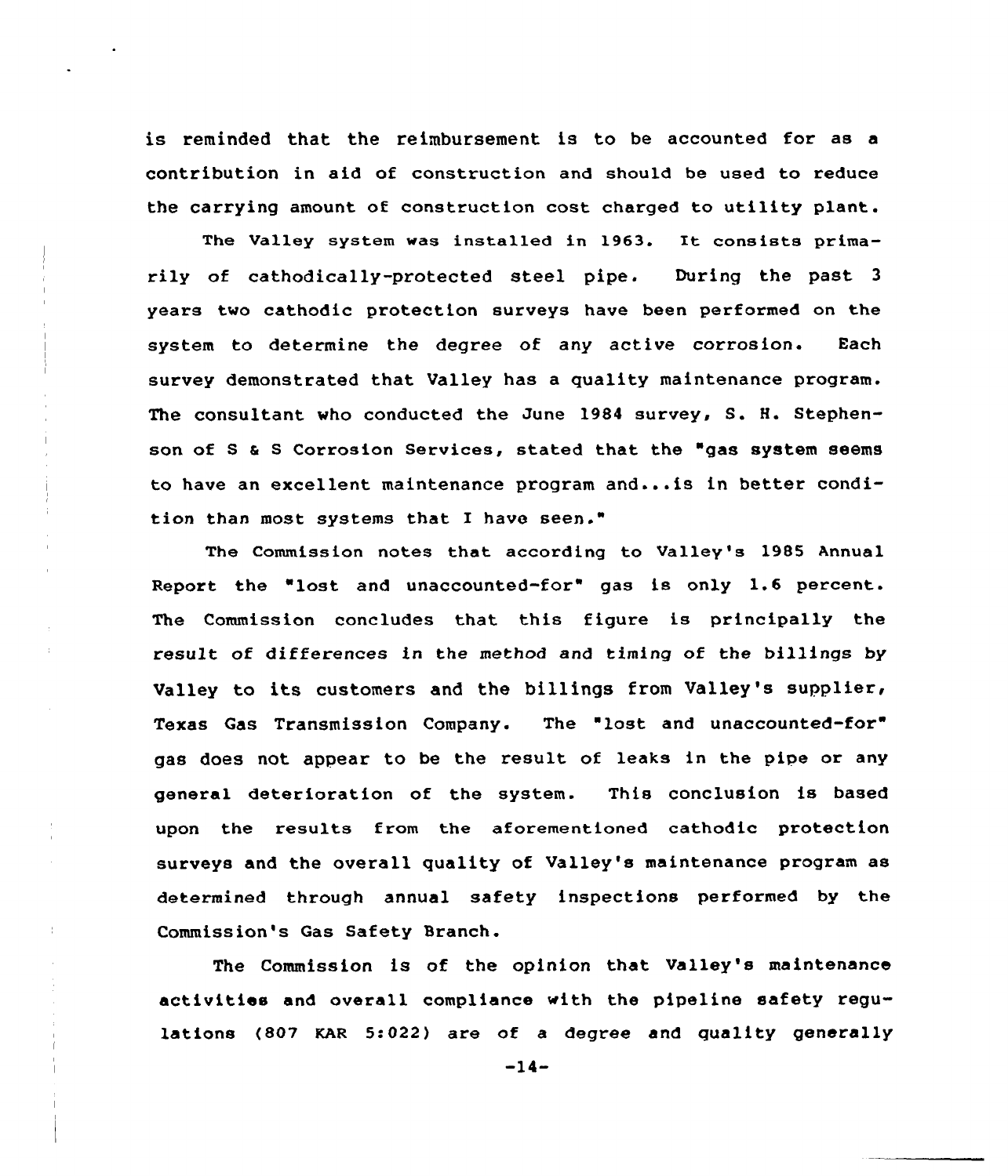is reminded that the reimbursement is to be accounted for as a contribution in aid of construction and should be used to reduce the carrying amount of construction cost charged to utility plant.

The Valley system was installed in 1963. It consists primarily of cathodically-protected steel pipe. During the past 3 years two cathodic protection surveys have been performed on the system to determine the degree of any active corrosion. Each survey demonstrated that Valley has a quality maintenance program. The consultant who conducted the June 1984 survey, S. H. Stephenson of S & S Corrosion Services, stated that the "gas system seems to have an excellent maintenance program and...is in better condition than most systems that I have seen."

The Commission notes that according to Valley's 1985 Annual Report the "lost and unaccounted-for" gas is only 1.6 percent. The Commission concludes that this figure is principally the result of differences in the method and timing of the billings by Valley to its customers and the billings from Valley's supplier, Texas Gas Transmission Company. The "lost and unaccounted-for" gas does not appear to be the result of leaks in the pipe or any general deterioration of the system. This conclusion is based upon the results from the aforementioned cathodic protection surveys and the overall quality of Valley's maintenance program as determined through annual safety inspections performed by the Commission's Gas Safety Branch.

The Commission is of the opinion that Valley's maintenance activities and overall compliance with the pipeline safety regulations (807 KAR 5:022) are of a degree and quality generally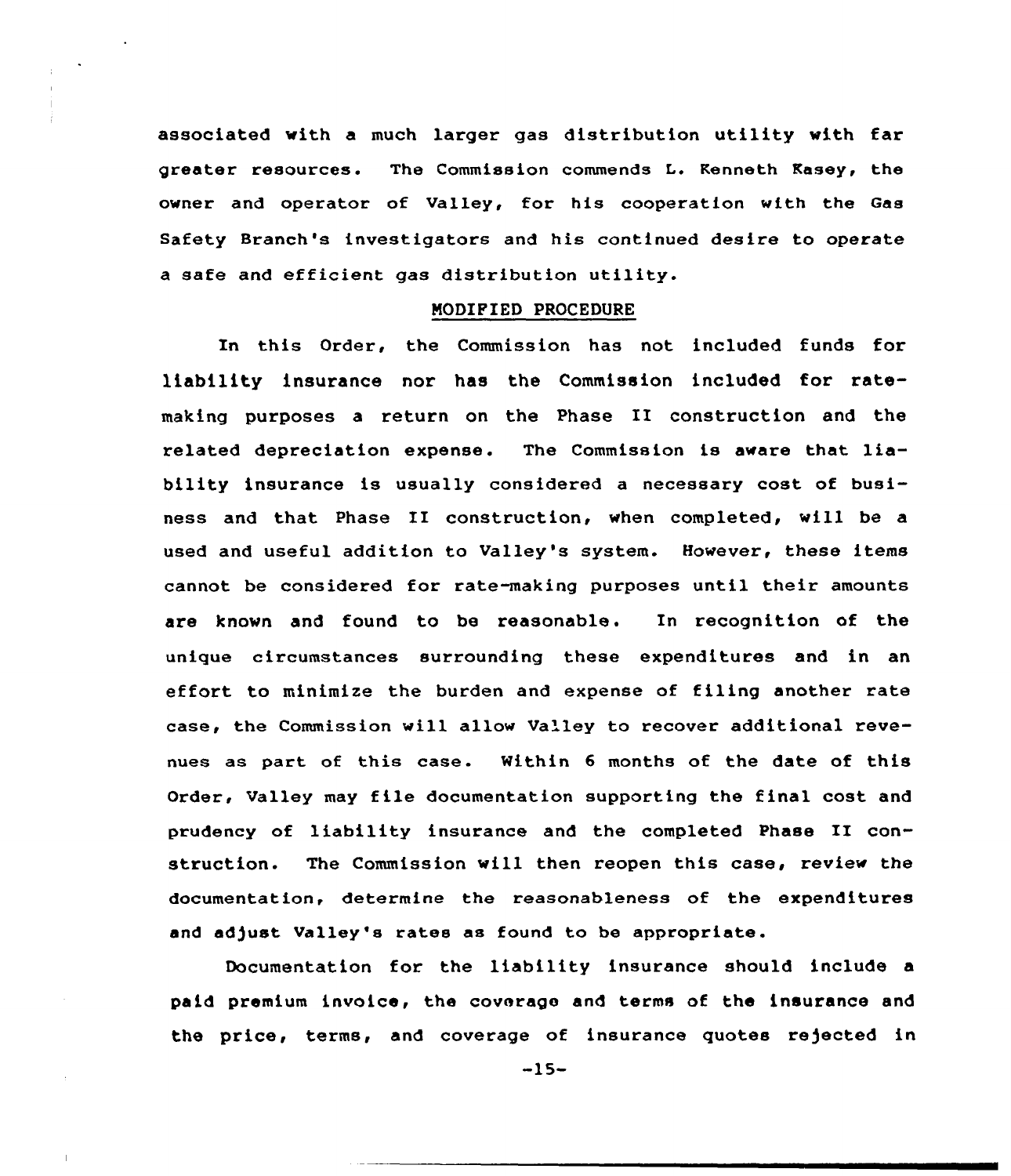associated with a much larger gas distribution utility with far greater resources. The Commission commends L. Kenneth Kasey, the owner and operator of Valley, for his cooperation with the Gas Safety Branch's investigators and his continued desire to operate a safe and efficient gas distribution utility.

## MODIFIED PROCEDURE

In this Order, the Commission has not included funds for liability insurance nor has the Commission included for rate-making purposes a return on the Phase II construction and the related depreciation expense. The Commission is aware that liability insurance is usually considered a necessary cost of business and that Phase II construction, when completed, will be a used and useful addition to Valley's system. However, these items cannot be considered for rate-making purposes until their amounts are known and found to be reasonable. In recognition of the unique circumstances surrounding these expenditures and in an effort to minimize the burden and expense of filing another rate case, the Commission will allow Valley to recover additional revenues as part of this case. Within 6 months of the date of this Order, Valley may file documentation supporting the final cost and prudency of liability insurance and the completed Phase II construction. The Commission will then reopen this case, review the documentation, determine the reasonableness of the expenditures and adjust Valley's rates as found to be appropriate.

Documentation for the liability insurance should include a paid premium invoice, the coverage and terms of the insurance and the price, terms, and coverage of insurance quotes rejected in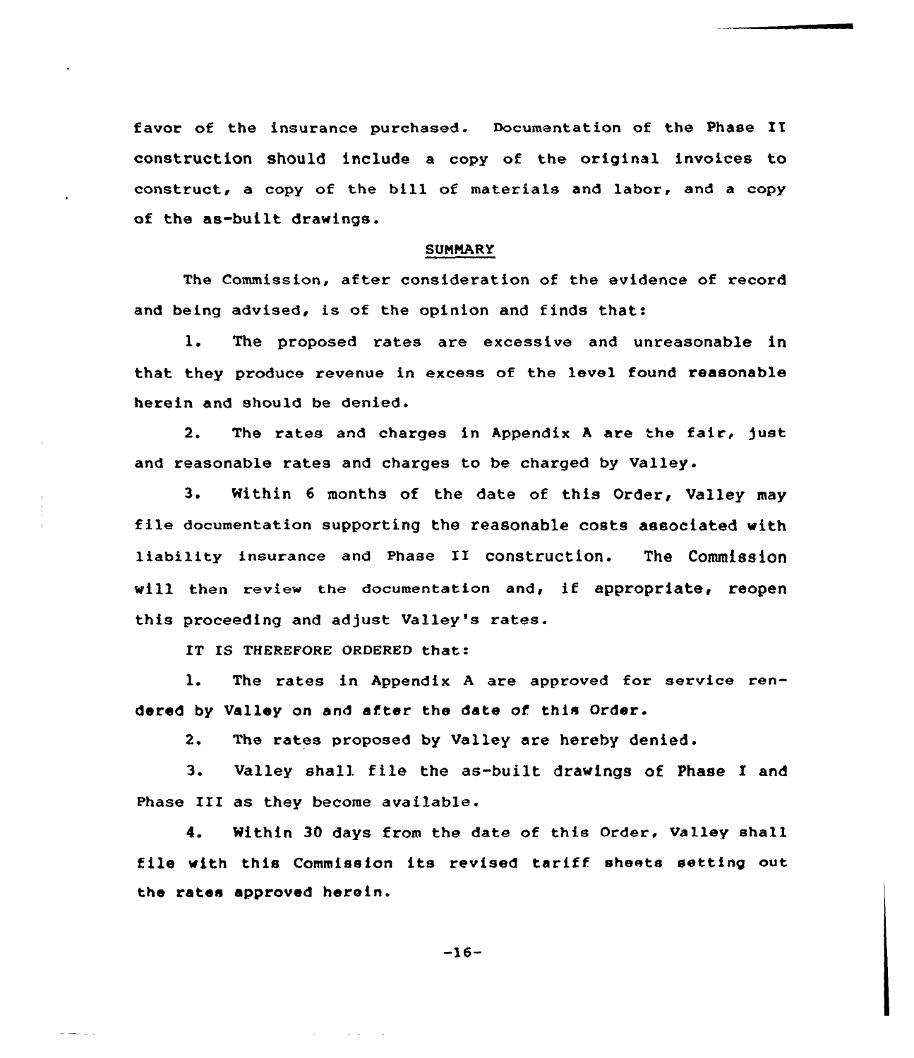favor of the insurance purchased. Documentation of the Phase II construction should include a copy of the original invoices to construct, a copy of the bill of materials and labor, and a copy of the as-built drawings.

## SUMMARY

The Commission, after consideration of the evidence of record and being advised, is of the opinion and finds that:

1. The proposed rates are excessive and unreasonable in that they produce revenue in excess of the level found reasonable herein and should be denied.

2. The rates and charges in Appendix A are the fair, just and reasonable rates and charges to be charged by Valley.

3. Within 6 months of the date of this Order, Valley may file documentation supporting the reasonable costs associated with liability insurance and Phase II construction. The Commission will then review the documentation and, if appropriate, reopen this proceeding and adjust Valley's rates.

IT IS THEREFORE ORDERED that:

1. The rates in Appendix A are approved for service rendered by Valley on and after the date of this Order.

2. The rates proposed by Valley are hereby denied.

3. Valley shall file the as-built drawings of Phase I and Phase III as they become available.

4. Within 30 days from the date of this Order, Valley shall file with this Commission its revised tariff sheets setting out the rates approved herein.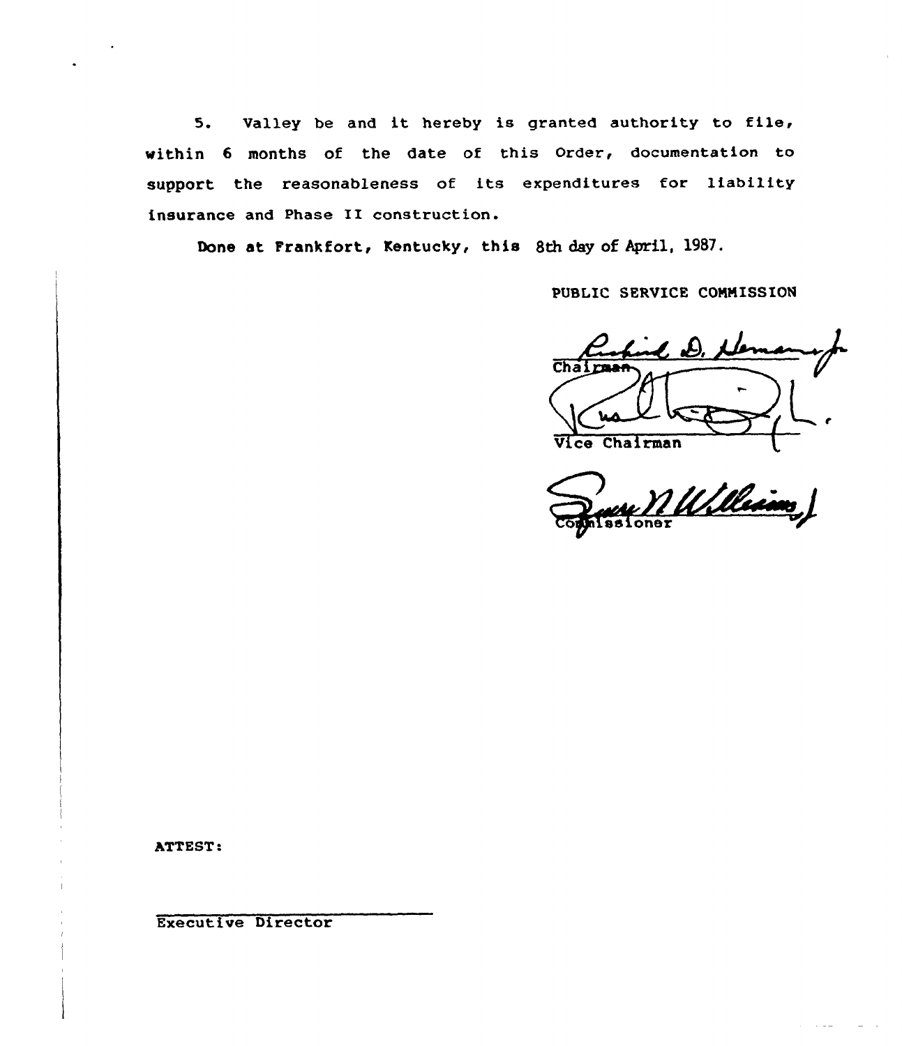5. Valley be and it hereby is granted authority to file, within 6 months of the date of this Order, documentation to support the reasonableness of its expenditures for liability insurance and Phase II construction.

Done at Frankfort, Kentucky, this 8th day of April, 1987.

PUBLIC SERVICE COMMISSION

Chairman

Vice Chairman

Commissioner

ATTEST:

Executive Director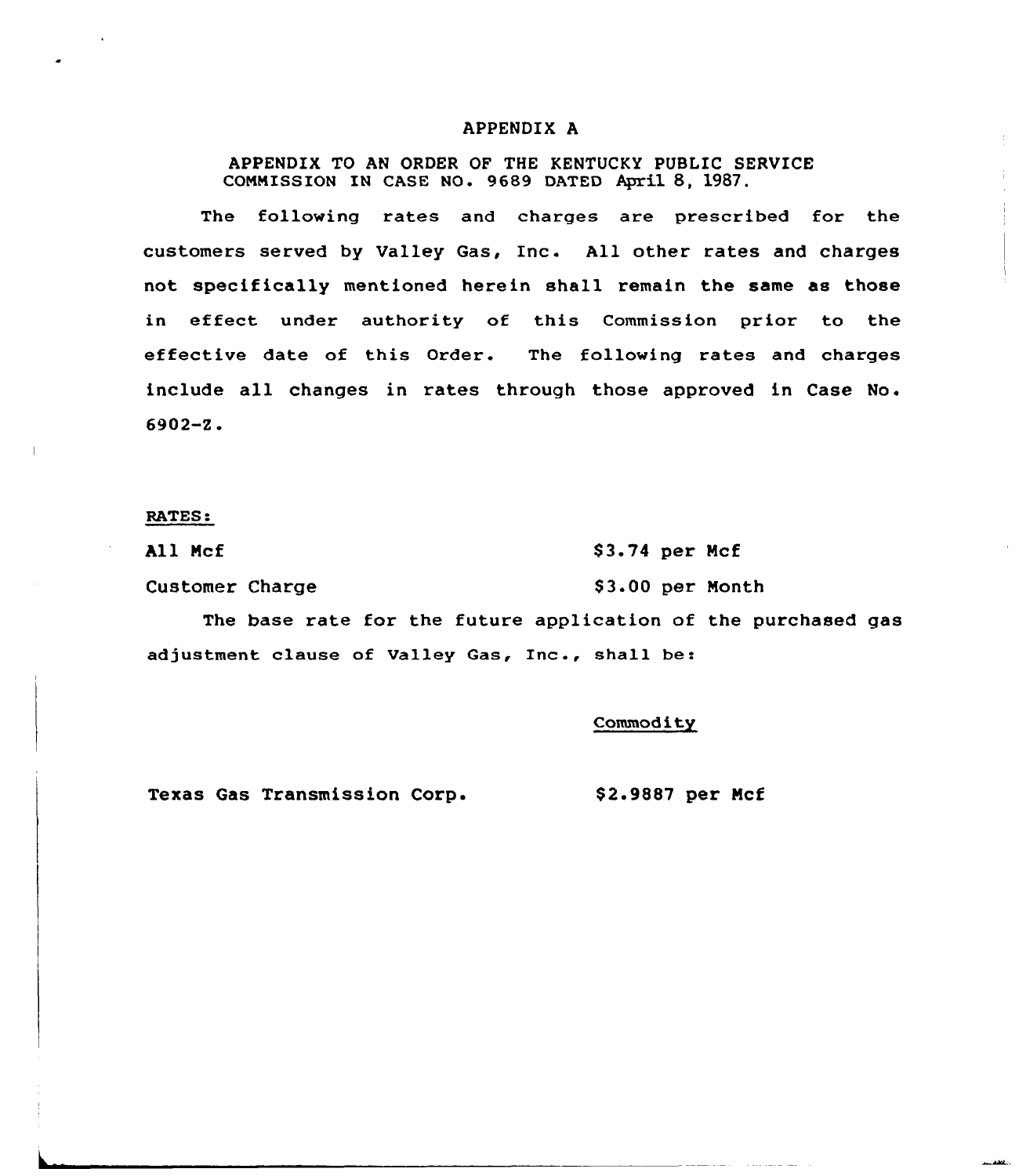# APPENDIX A

APPENDIX TO AN ORDER OF THE KENTUCKY PUBLIC SERVICE COMMISSION IN CASE NO. 9689 DATED April 8, 1987.

The following rates and charges are prescribed for the customers served by Valley Gas, Inc. All other rates and charges not specifically mentioned herein shall remain the same as those in effect under authority of this Commission prior to the effective date of this Order. The following rates and charges include all changes in rates through those approved in Case No. 6902-Z.

RATES:

| | |
|---|---|
| All Mcf | $3.74 per Mcf |
| Customer Charge | $3.00 per Month |

The base rate for the future application of the purchased gas adjustment clause of Valley Gas, Inc., shall be:

| | Commodity |
|---|---|
| Texas Gas Transmission Corp. | $2.9887 per Mcf |